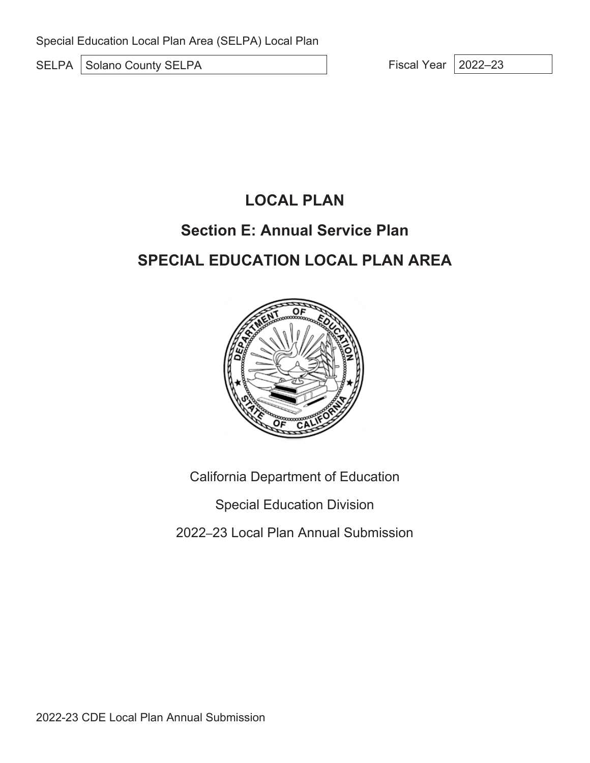Special Education Local Plan Area (SELPA) Local Plan

| SELPA | Solano County SELPA | Fiscal Year | 2022–23 |
|---|---|---|---|

# LOCAL PLAN

## Section E: Annual Service Plan

## SPECIAL EDUCATION LOCAL PLAN AREA

California Department of Education

Special Education Division

2022–23 Local Plan Annual Submission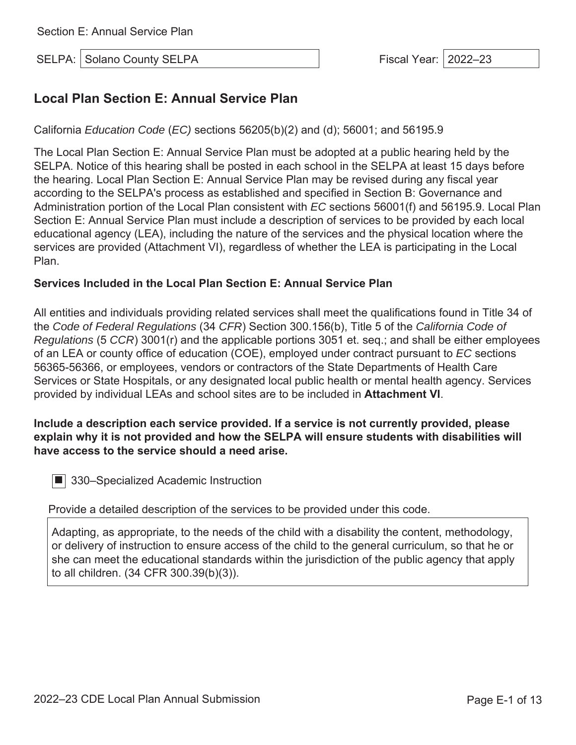Section E: Annual Service Plan

SELPA: Solano County SELPA

Fiscal Year: 2022–23

## Local Plan Section E: Annual Service Plan

California *Education Code* (*EC)* sections 56205(b)(2) and (d); 56001; and 56195.9

The Local Plan Section E: Annual Service Plan must be adopted at a public hearing held by the SELPA. Notice of this hearing shall be posted in each school in the SELPA at least 15 days before the hearing. Local Plan Section E: Annual Service Plan may be revised during any fiscal year according to the SELPA's process as established and specified in Section B: Governance and Administration portion of the Local Plan consistent with *EC* sections 56001(f) and 56195.9. Local Plan Section E: Annual Service Plan must include a description of services to be provided by each local educational agency (LEA), including the nature of the services and the physical location where the services are provided (Attachment VI), regardless of whether the LEA is participating in the Local Plan.

### Services Included in the Local Plan Section E: Annual Service Plan

All entities and individuals providing related services shall meet the qualifications found in Title 34 of the *Code of Federal Regulations* (34 *CFR*) Section 300.156(b), Title 5 of the *California Code of Regulations* (5 *CCR*) 3001(r) and the applicable portions 3051 et. seq.; and shall be either employees of an LEA or county office of education (COE), employed under contract pursuant to *EC* sections 56365-56366, or employees, vendors or contractors of the State Departments of Health Care Services or State Hospitals, or any designated local public health or mental health agency. Services provided by individual LEAs and school sites are to be included in **Attachment VI**.

**Include a description each service provided. If a service is not currently provided, please explain why it is not provided and how the SELPA will ensure students with disabilities will have access to the service should a need arise.**

- [x] 330–Specialized Academic Instruction

Provide a detailed description of the services to be provided under this code.

Adapting, as appropriate, to the needs of the child with a disability the content, methodology, or delivery of instruction to ensure access of the child to the general curriculum, so that he or she can meet the educational standards within the jurisdiction of the public agency that apply to all children. (34 CFR 300.39(b)(3)).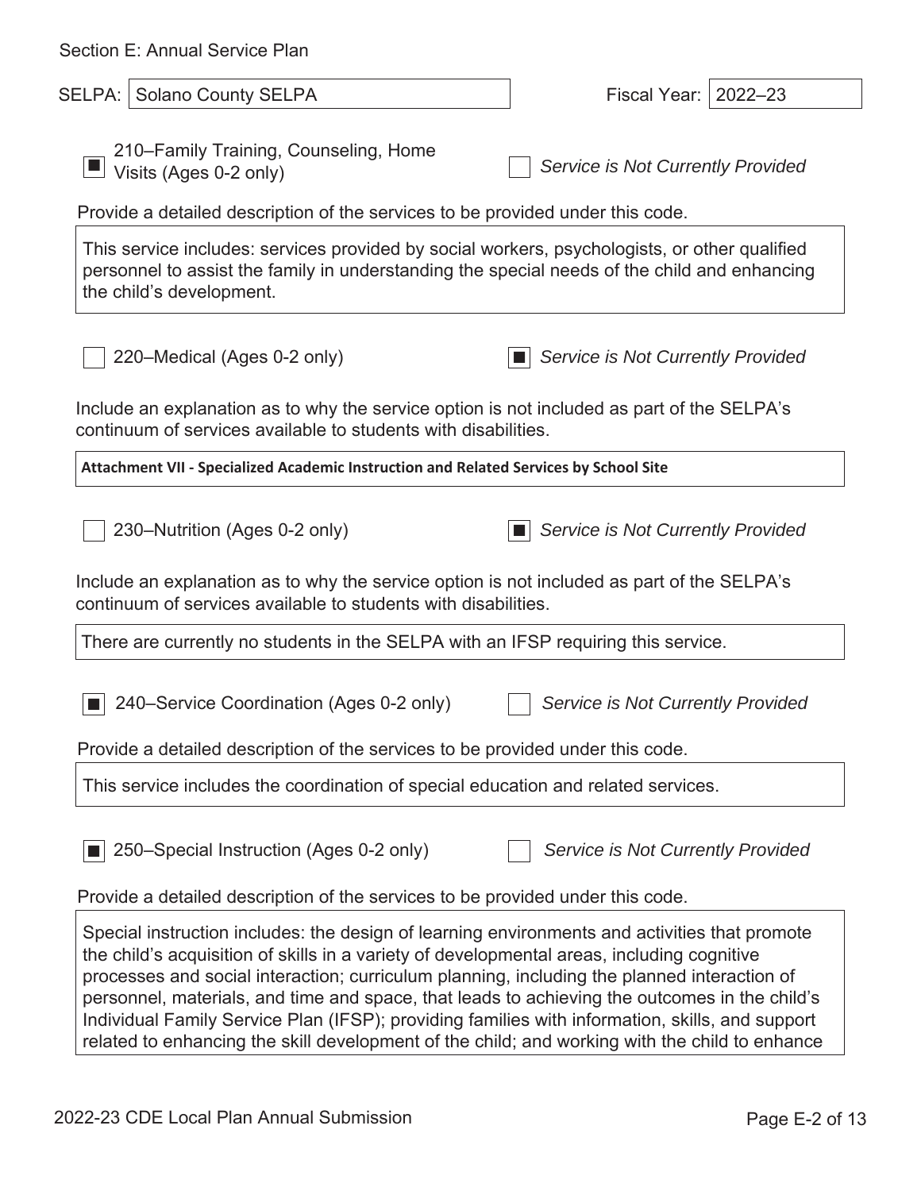Section E: Annual Service Plan

SELPA: Solano County SELPA

Fiscal Year: 2022–23

[x] 210–Family Training, Counseling, Home Visits (Ages 0-2 only)

[ ] *Service is Not Currently Provided*

Provide a detailed description of the services to be provided under this code.

This service includes: services provided by social workers, psychologists, or other qualified personnel to assist the family in understanding the special needs of the child and enhancing the child's development.

[ ] 220–Medical (Ages 0-2 only)

[x] *Service is Not Currently Provided*

Include an explanation as to why the service option is not included as part of the SELPA's continuum of services available to students with disabilities.

**Attachment VII - Specialized Academic Instruction and Related Services by School Site**

[ ] 230–Nutrition (Ages 0-2 only)

[x] *Service is Not Currently Provided*

Include an explanation as to why the service option is not included as part of the SELPA's continuum of services available to students with disabilities.

There are currently no students in the SELPA with an IFSP requiring this service.

[x] 240–Service Coordination (Ages 0-2 only)

[ ] *Service is Not Currently Provided*

Provide a detailed description of the services to be provided under this code.

This service includes the coordination of special education and related services.

[x] 250–Special Instruction (Ages 0-2 only)

[ ] *Service is Not Currently Provided*

Provide a detailed description of the services to be provided under this code.

Special instruction includes: the design of learning environments and activities that promote the child's acquisition of skills in a variety of developmental areas, including cognitive processes and social interaction; curriculum planning, including the planned interaction of personnel, materials, and time and space, that leads to achieving the outcomes in the child's Individual Family Service Plan (IFSP); providing families with information, skills, and support related to enhancing the skill development of the child; and working with the child to enhance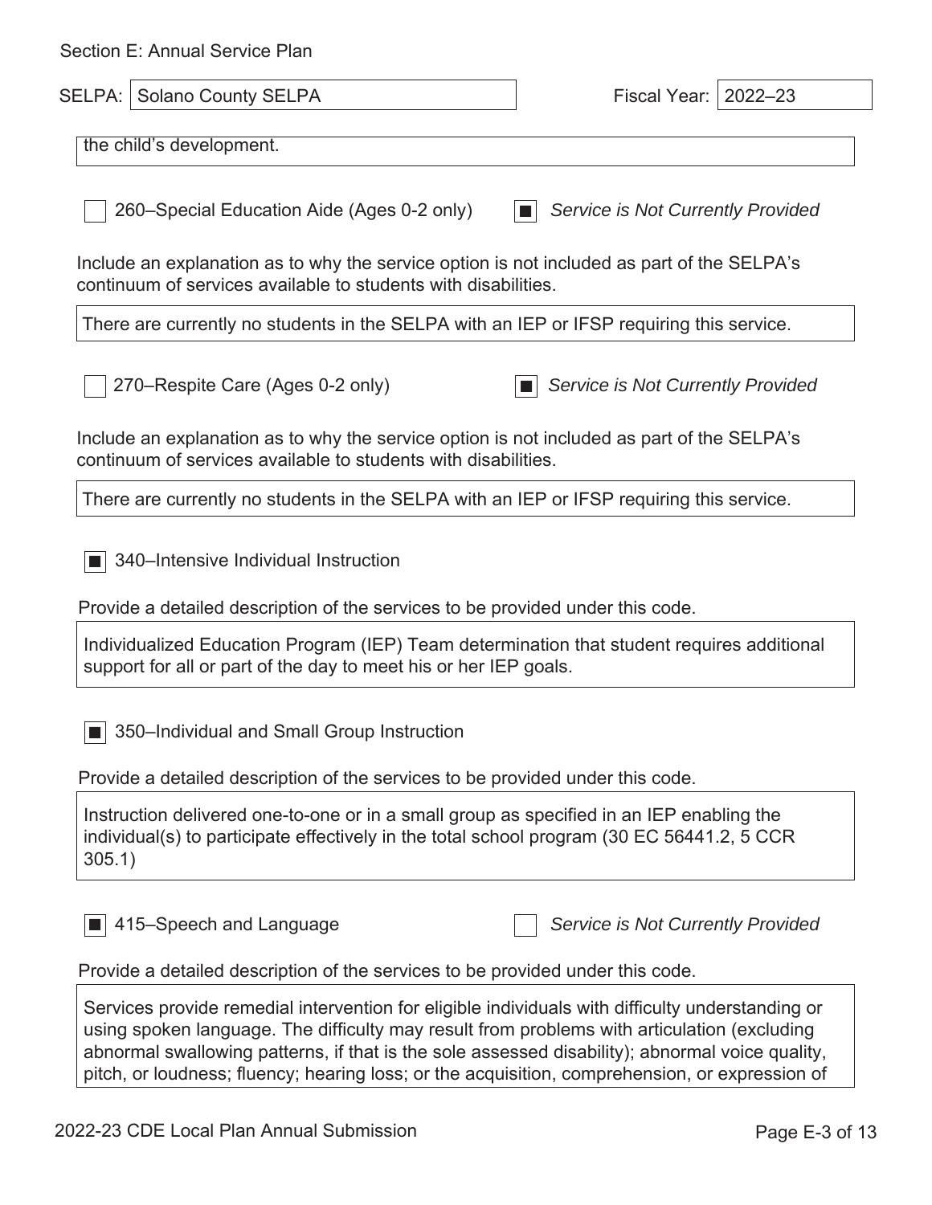Section E: Annual Service Plan

SELPA: Solano County SELPA

Fiscal Year: 2022–23

the child's development.

☐ 260–Special Education Aide (Ages 0-2 only) ■ *Service is Not Currently Provided*

Include an explanation as to why the service option is not included as part of the SELPA's continuum of services available to students with disabilities.

There are currently no students in the SELPA with an IEP or IFSP requiring this service.

☐ 270–Respite Care (Ages 0-2 only) ■ *Service is Not Currently Provided*

Include an explanation as to why the service option is not included as part of the SELPA's continuum of services available to students with disabilities.

There are currently no students in the SELPA with an IEP or IFSP requiring this service.

■ 340–Intensive Individual Instruction

Provide a detailed description of the services to be provided under this code.

Individualized Education Program (IEP) Team determination that student requires additional support for all or part of the day to meet his or her IEP goals.

■ 350–Individual and Small Group Instruction

Provide a detailed description of the services to be provided under this code.

Instruction delivered one-to-one or in a small group as specified in an IEP enabling the individual(s) to participate effectively in the total school program (30 EC 56441.2, 5 CCR 305.1)

■ 415–Speech and Language ☐ *Service is Not Currently Provided*

Provide a detailed description of the services to be provided under this code.

Services provide remedial intervention for eligible individuals with difficulty understanding or using spoken language. The difficulty may result from problems with articulation (excluding abnormal swallowing patterns, if that is the sole assessed disability); abnormal voice quality, pitch, or loudness; fluency; hearing loss; or the acquisition, comprehension, or expression of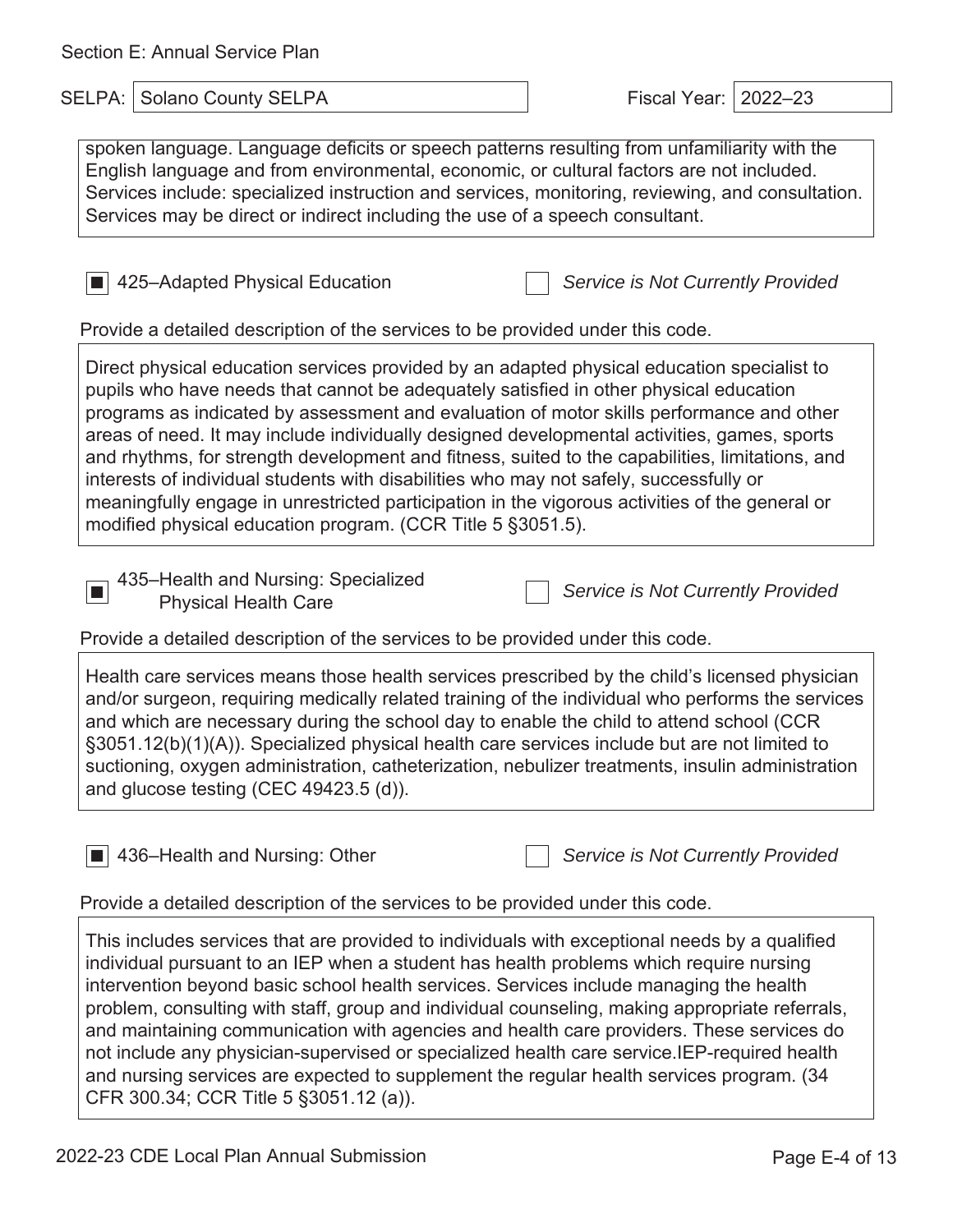Section E: Annual Service Plan

SELPA: Solano County SELPA | Fiscal Year: 2022–23

spoken language. Language deficits or speech patterns resulting from unfamiliarity with the English language and from environmental, economic, or cultural factors are not included. Services include: specialized instruction and services, monitoring, reviewing, and consultation. Services may be direct or indirect including the use of a speech consultant.

☒ 425–Adapted Physical Education ☐ *Service is Not Currently Provided*

Provide a detailed description of the services to be provided under this code.

Direct physical education services provided by an adapted physical education specialist to pupils who have needs that cannot be adequately satisfied in other physical education programs as indicated by assessment and evaluation of motor skills performance and other areas of need. It may include individually designed developmental activities, games, sports and rhythms, for strength development and fitness, suited to the capabilities, limitations, and interests of individual students with disabilities who may not safely, successfully or meaningfully engage in unrestricted participation in the vigorous activities of the general or modified physical education program. (CCR Title 5 §3051.5).

☒ 435–Health and Nursing: Specialized Physical Health Care ☐ *Service is Not Currently Provided*

Provide a detailed description of the services to be provided under this code.

Health care services means those health services prescribed by the child's licensed physician and/or surgeon, requiring medically related training of the individual who performs the services and which are necessary during the school day to enable the child to attend school (CCR §3051.12(b)(1)(A)). Specialized physical health care services include but are not limited to suctioning, oxygen administration, catheterization, nebulizer treatments, insulin administration and glucose testing (CEC 49423.5 (d)).

☒ 436–Health and Nursing: Other ☐ *Service is Not Currently Provided*

Provide a detailed description of the services to be provided under this code.

This includes services that are provided to individuals with exceptional needs by a qualified individual pursuant to an IEP when a student has health problems which require nursing intervention beyond basic school health services. Services include managing the health problem, consulting with staff, group and individual counseling, making appropriate referrals, and maintaining communication with agencies and health care providers. These services do not include any physician-supervised or specialized health care service.IEP-required health and nursing services are expected to supplement the regular health services program. (34 CFR 300.34; CCR Title 5 §3051.12 (a)).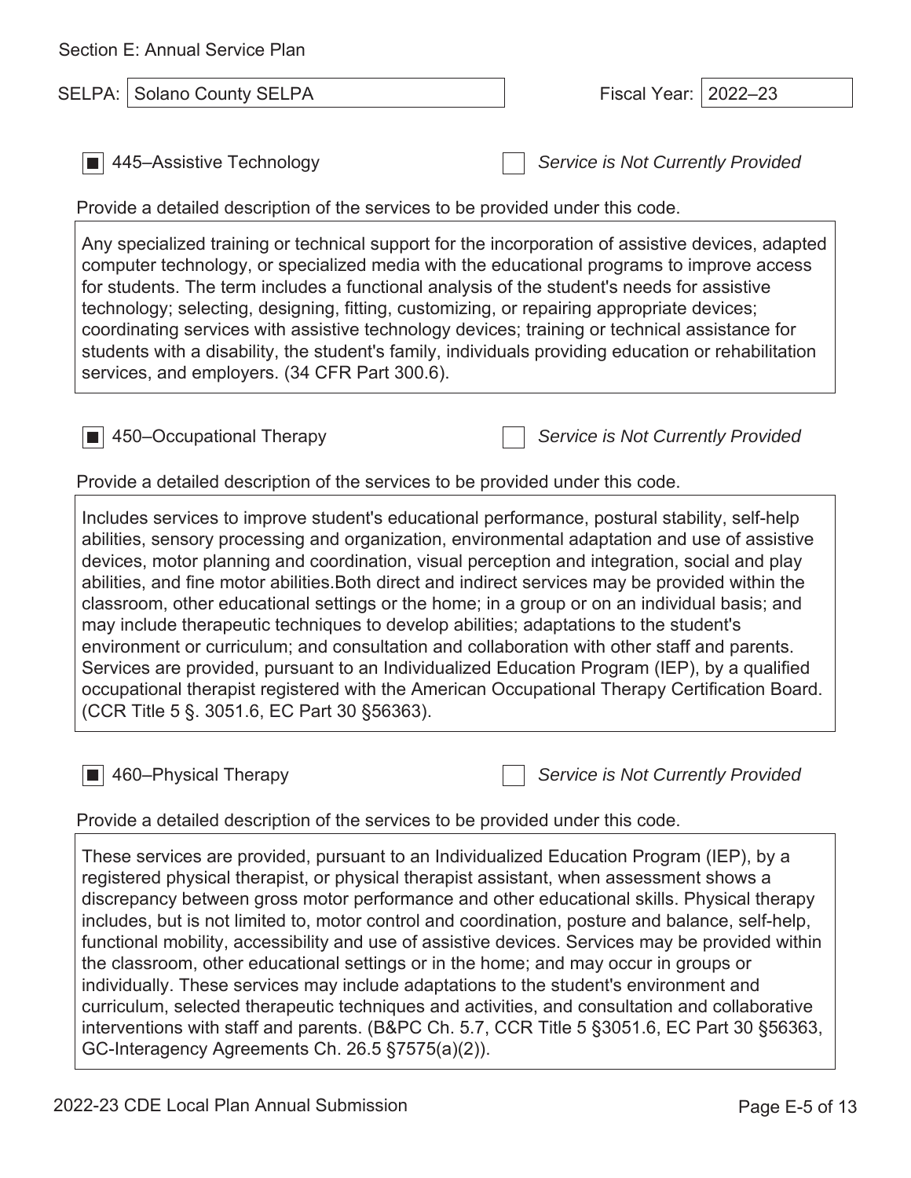Section E: Annual Service Plan

SELPA: Solano County SELPA

Fiscal Year: 2022–23

- [x] 445–Assistive Technology
- [ ] *Service is Not Currently Provided*

Provide a detailed description of the services to be provided under this code.

Any specialized training or technical support for the incorporation of assistive devices, adapted computer technology, or specialized media with the educational programs to improve access for students. The term includes a functional analysis of the student's needs for assistive technology; selecting, designing, fitting, customizing, or repairing appropriate devices; coordinating services with assistive technology devices; training or technical assistance for students with a disability, the student's family, individuals providing education or rehabilitation services, and employers. (34 CFR Part 300.6).

- [x] 450–Occupational Therapy
- [ ] *Service is Not Currently Provided*

Provide a detailed description of the services to be provided under this code.

Includes services to improve student's educational performance, postural stability, self-help abilities, sensory processing and organization, environmental adaptation and use of assistive devices, motor planning and coordination, visual perception and integration, social and play abilities, and fine motor abilities.Both direct and indirect services may be provided within the classroom, other educational settings or the home; in a group or on an individual basis; and may include therapeutic techniques to develop abilities; adaptations to the student's environment or curriculum; and consultation and collaboration with other staff and parents. Services are provided, pursuant to an Individualized Education Program (IEP), by a qualified occupational therapist registered with the American Occupational Therapy Certification Board. (CCR Title 5 §. 3051.6, EC Part 30 §56363).

- [x] 460–Physical Therapy
- [ ] *Service is Not Currently Provided*

Provide a detailed description of the services to be provided under this code.

These services are provided, pursuant to an Individualized Education Program (IEP), by a registered physical therapist, or physical therapist assistant, when assessment shows a discrepancy between gross motor performance and other educational skills. Physical therapy includes, but is not limited to, motor control and coordination, posture and balance, self-help, functional mobility, accessibility and use of assistive devices. Services may be provided within the classroom, other educational settings or in the home; and may occur in groups or individually. These services may include adaptations to the student's environment and curriculum, selected therapeutic techniques and activities, and consultation and collaborative interventions with staff and parents. (B&PC Ch. 5.7, CCR Title 5 §3051.6, EC Part 30 §56363, GC-Interagency Agreements Ch. 26.5 §7575(a)(2)).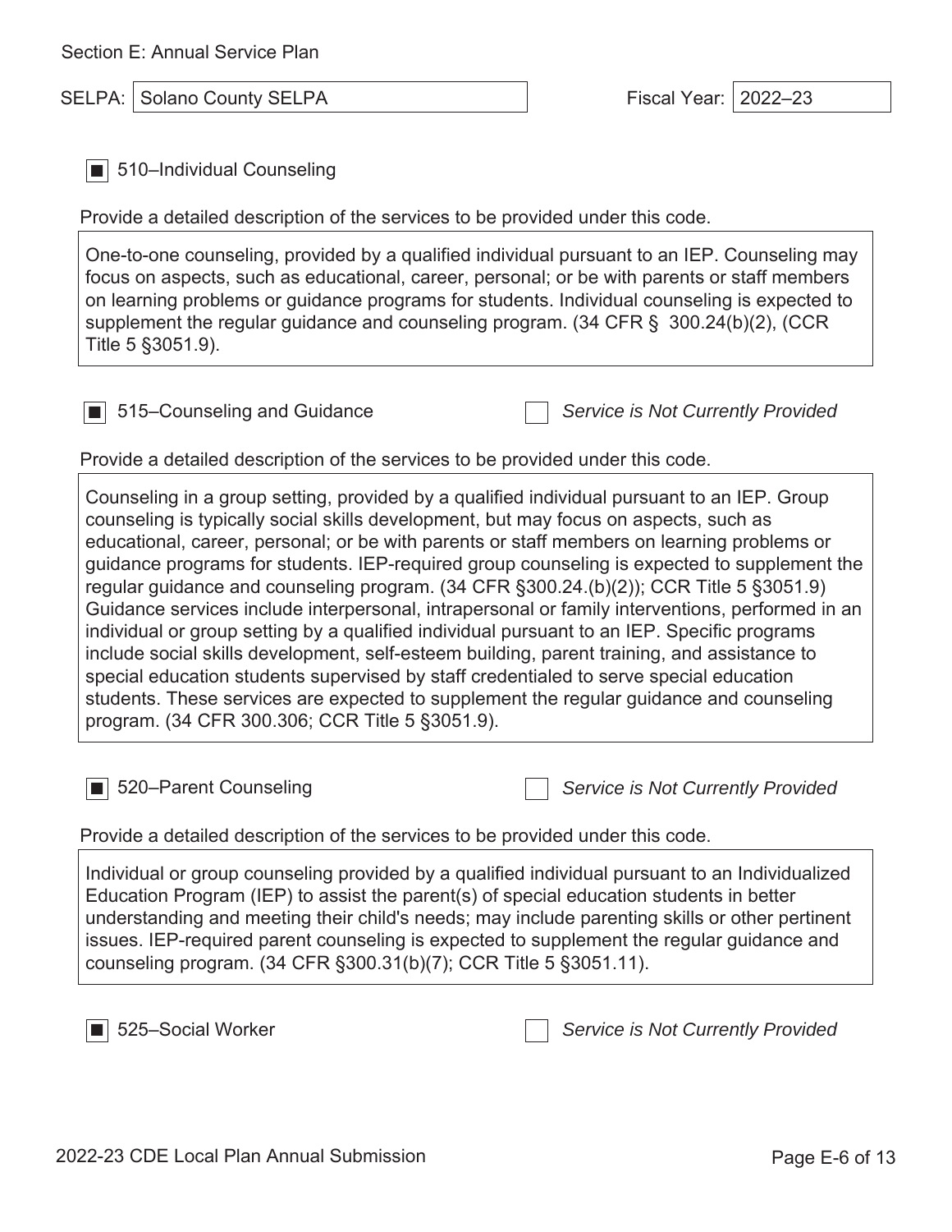Section E: Annual Service Plan

SELPA: Solano County SELPA

Fiscal Year: 2022–23

■ 510–Individual Counseling

Provide a detailed description of the services to be provided under this code.

One-to-one counseling, provided by a qualified individual pursuant to an IEP. Counseling may focus on aspects, such as educational, career, personal; or be with parents or staff members on learning problems or guidance programs for students. Individual counseling is expected to supplement the regular guidance and counseling program. (34 CFR §  300.24(b)(2), (CCR Title 5 §3051.9).

■ 515–Counseling and Guidance

☐ *Service is Not Currently Provided*

Provide a detailed description of the services to be provided under this code.

Counseling in a group setting, provided by a qualified individual pursuant to an IEP. Group counseling is typically social skills development, but may focus on aspects, such as educational, career, personal; or be with parents or staff members on learning problems or guidance programs for students. IEP-required group counseling is expected to supplement the regular guidance and counseling program. (34 CFR §300.24.(b)(2)); CCR Title 5 §3051.9) Guidance services include interpersonal, intrapersonal or family interventions, performed in an individual or group setting by a qualified individual pursuant to an IEP. Specific programs include social skills development, self-esteem building, parent training, and assistance to special education students supervised by staff credentialed to serve special education students. These services are expected to supplement the regular guidance and counseling program. (34 CFR 300.306; CCR Title 5 §3051.9).

■ 520–Parent Counseling

☐ *Service is Not Currently Provided*

Provide a detailed description of the services to be provided under this code.

Individual or group counseling provided by a qualified individual pursuant to an Individualized Education Program (IEP) to assist the parent(s) of special education students in better understanding and meeting their child's needs; may include parenting skills or other pertinent issues. IEP-required parent counseling is expected to supplement the regular guidance and counseling program. (34 CFR §300.31(b)(7); CCR Title 5 §3051.11).

■ 525–Social Worker

☐ *Service is Not Currently Provided*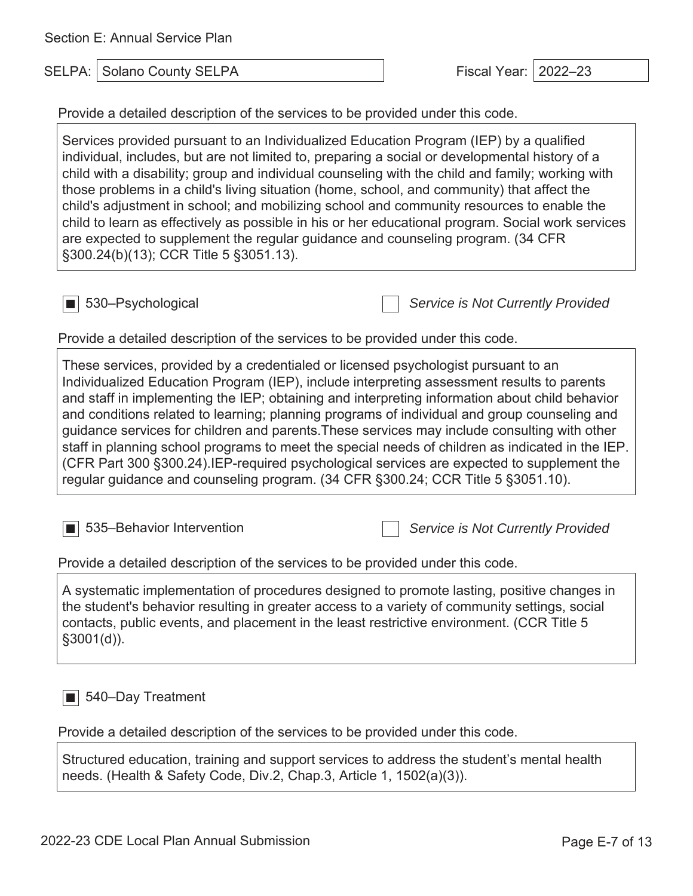Section E: Annual Service Plan

SELPA: Solano County SELPA

Fiscal Year: 2022–23

Provide a detailed description of the services to be provided under this code.

Services provided pursuant to an Individualized Education Program (IEP) by a qualified individual, includes, but are not limited to, preparing a social or developmental history of a child with a disability; group and individual counseling with the child and family; working with those problems in a child's living situation (home, school, and community) that affect the child's adjustment in school; and mobilizing school and community resources to enable the child to learn as effectively as possible in his or her educational program. Social work services are expected to supplement the regular guidance and counseling program. (34 CFR §300.24(b)(13); CCR Title 5 §3051.13).

■ 530–Psychological

☐ *Service is Not Currently Provided*

Provide a detailed description of the services to be provided under this code.

These services, provided by a credentialed or licensed psychologist pursuant to an Individualized Education Program (IEP), include interpreting assessment results to parents and staff in implementing the IEP; obtaining and interpreting information about child behavior and conditions related to learning; planning programs of individual and group counseling and guidance services for children and parents.These services may include consulting with other staff in planning school programs to meet the special needs of children as indicated in the IEP. (CFR Part 300 §300.24).IEP-required psychological services are expected to supplement the regular guidance and counseling program. (34 CFR §300.24; CCR Title 5 §3051.10).

■ 535–Behavior Intervention

☐ *Service is Not Currently Provided*

Provide a detailed description of the services to be provided under this code.

A systematic implementation of procedures designed to promote lasting, positive changes in the student's behavior resulting in greater access to a variety of community settings, social contacts, public events, and placement in the least restrictive environment. (CCR Title 5 §3001(d)).

■ 540–Day Treatment

Provide a detailed description of the services to be provided under this code.

Structured education, training and support services to address the student's mental health needs. (Health & Safety Code, Div.2, Chap.3, Article 1, 1502(a)(3)).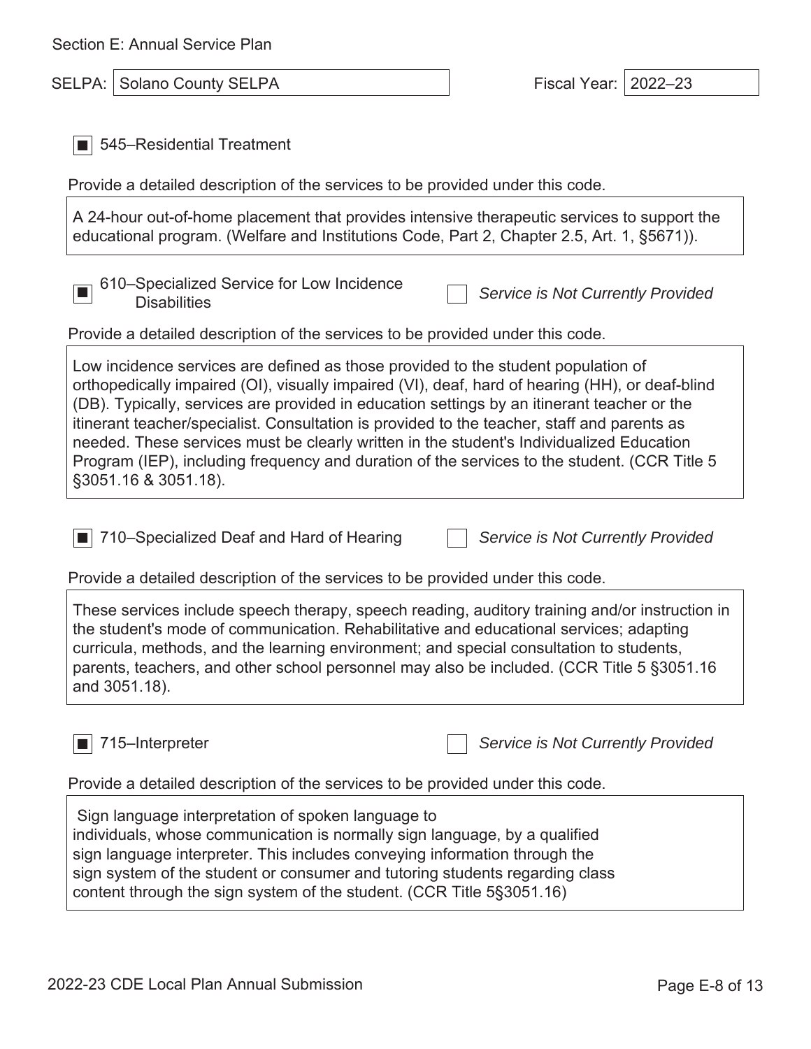Section E: Annual Service Plan

SELPA: Solano County SELPA

Fiscal Year: 2022–23

☒ 545–Residential Treatment

Provide a detailed description of the services to be provided under this code.

A 24-hour out-of-home placement that provides intensive therapeutic services to support the educational program. (Welfare and Institutions Code, Part 2, Chapter 2.5, Art. 1, §5671)).

☒ 610–Specialized Service for Low Incidence Disabilities

☐ *Service is Not Currently Provided*

Provide a detailed description of the services to be provided under this code.

Low incidence services are defined as those provided to the student population of orthopedically impaired (OI), visually impaired (VI), deaf, hard of hearing (HH), or deaf-blind (DB). Typically, services are provided in education settings by an itinerant teacher or the itinerant teacher/specialist. Consultation is provided to the teacher, staff and parents as needed. These services must be clearly written in the student's Individualized Education Program (IEP), including frequency and duration of the services to the student. (CCR Title 5 §3051.16 & 3051.18).

☒ 710–Specialized Deaf and Hard of Hearing

☐ *Service is Not Currently Provided*

Provide a detailed description of the services to be provided under this code.

These services include speech therapy, speech reading, auditory training and/or instruction in the student's mode of communication. Rehabilitative and educational services; adapting curricula, methods, and the learning environment; and special consultation to students, parents, teachers, and other school personnel may also be included. (CCR Title 5 §3051.16 and 3051.18).

☒ 715–Interpreter

☐ *Service is Not Currently Provided*

Provide a detailed description of the services to be provided under this code.

Sign language interpretation of spoken language to individuals, whose communication is normally sign language, by a qualified sign language interpreter. This includes conveying information through the sign system of the student or consumer and tutoring students regarding class content through the sign system of the student. (CCR Title 5§3051.16)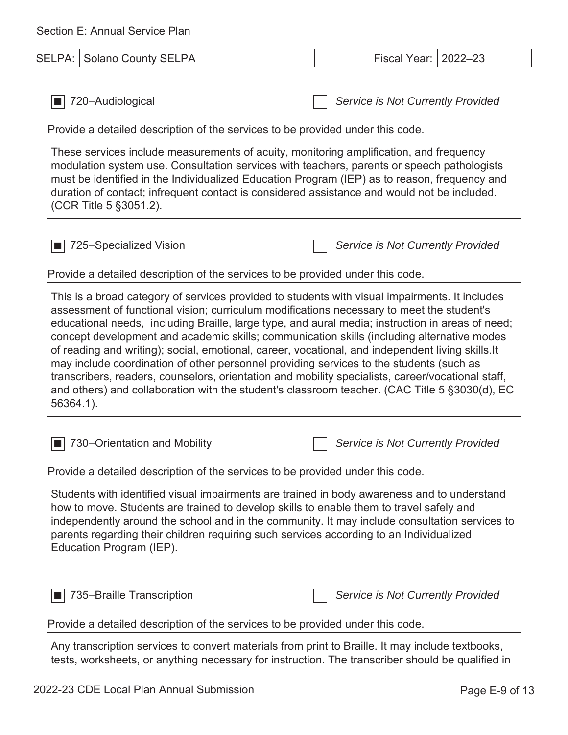Section E: Annual Service Plan

SELPA: Solano County SELPA

Fiscal Year: 2022–23

■ 720–Audiological ☐ *Service is Not Currently Provided*

Provide a detailed description of the services to be provided under this code.

These services include measurements of acuity, monitoring amplification, and frequency modulation system use. Consultation services with teachers, parents or speech pathologists must be identified in the Individualized Education Program (IEP) as to reason, frequency and duration of contact; infrequent contact is considered assistance and would not be included. (CCR Title 5 §3051.2).

■ 725–Specialized Vision ☐ *Service is Not Currently Provided*

Provide a detailed description of the services to be provided under this code.

This is a broad category of services provided to students with visual impairments. It includes assessment of functional vision; curriculum modifications necessary to meet the student's educational needs, including Braille, large type, and aural media; instruction in areas of need; concept development and academic skills; communication skills (including alternative modes of reading and writing); social, emotional, career, vocational, and independent living skills.It may include coordination of other personnel providing services to the students (such as transcribers, readers, counselors, orientation and mobility specialists, career/vocational staff, and others) and collaboration with the student's classroom teacher. (CAC Title 5 §3030(d), EC 56364.1).

■ 730–Orientation and Mobility ☐ *Service is Not Currently Provided*

Provide a detailed description of the services to be provided under this code.

Students with identified visual impairments are trained in body awareness and to understand how to move. Students are trained to develop skills to enable them to travel safely and independently around the school and in the community. It may include consultation services to parents regarding their children requiring such services according to an Individualized Education Program (IEP).

■ 735–Braille Transcription ☐ *Service is Not Currently Provided*

Provide a detailed description of the services to be provided under this code.

Any transcription services to convert materials from print to Braille. It may include textbooks, tests, worksheets, or anything necessary for instruction. The transcriber should be qualified in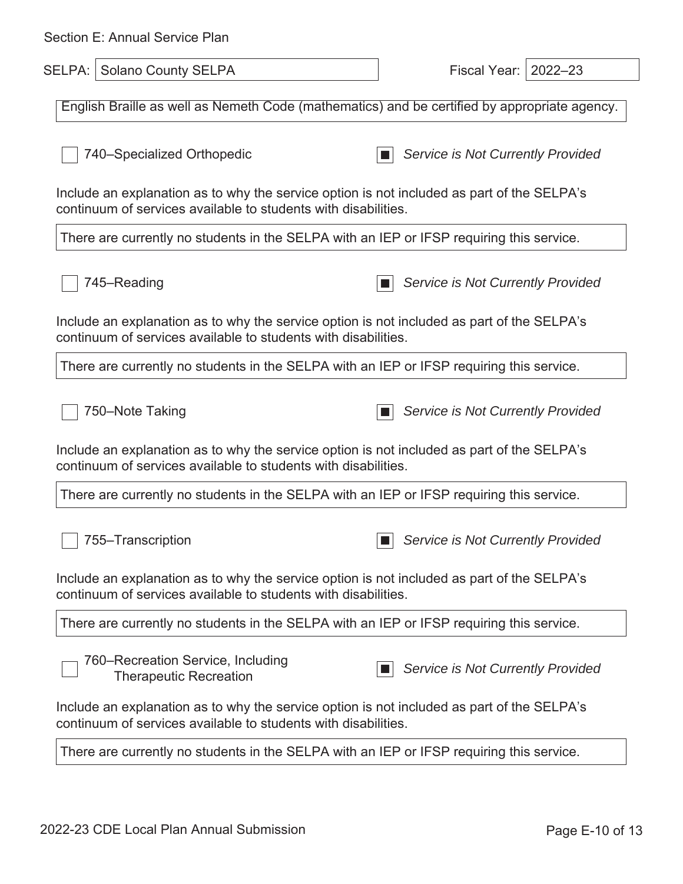Section E: Annual Service Plan

SELPA: Solano County SELPA

Fiscal Year: 2022–23

English Braille as well as Nemeth Code (mathematics) and be certified by appropriate agency.

☐ 740–Specialized Orthopedic ☒ *Service is Not Currently Provided*

Include an explanation as to why the service option is not included as part of the SELPA's continuum of services available to students with disabilities.

There are currently no students in the SELPA with an IEP or IFSP requiring this service.

☐ 745–Reading ☒ *Service is Not Currently Provided*

Include an explanation as to why the service option is not included as part of the SELPA's continuum of services available to students with disabilities.

There are currently no students in the SELPA with an IEP or IFSP requiring this service.

☐ 750–Note Taking ☒ *Service is Not Currently Provided*

Include an explanation as to why the service option is not included as part of the SELPA's continuum of services available to students with disabilities.

There are currently no students in the SELPA with an IEP or IFSP requiring this service.

☐ 755–Transcription ☒ *Service is Not Currently Provided*

Include an explanation as to why the service option is not included as part of the SELPA's continuum of services available to students with disabilities.

There are currently no students in the SELPA with an IEP or IFSP requiring this service.

☐ 760–Recreation Service, Including Therapeutic Recreation ☒ *Service is Not Currently Provided*

Include an explanation as to why the service option is not included as part of the SELPA's continuum of services available to students with disabilities.

There are currently no students in the SELPA with an IEP or IFSP requiring this service.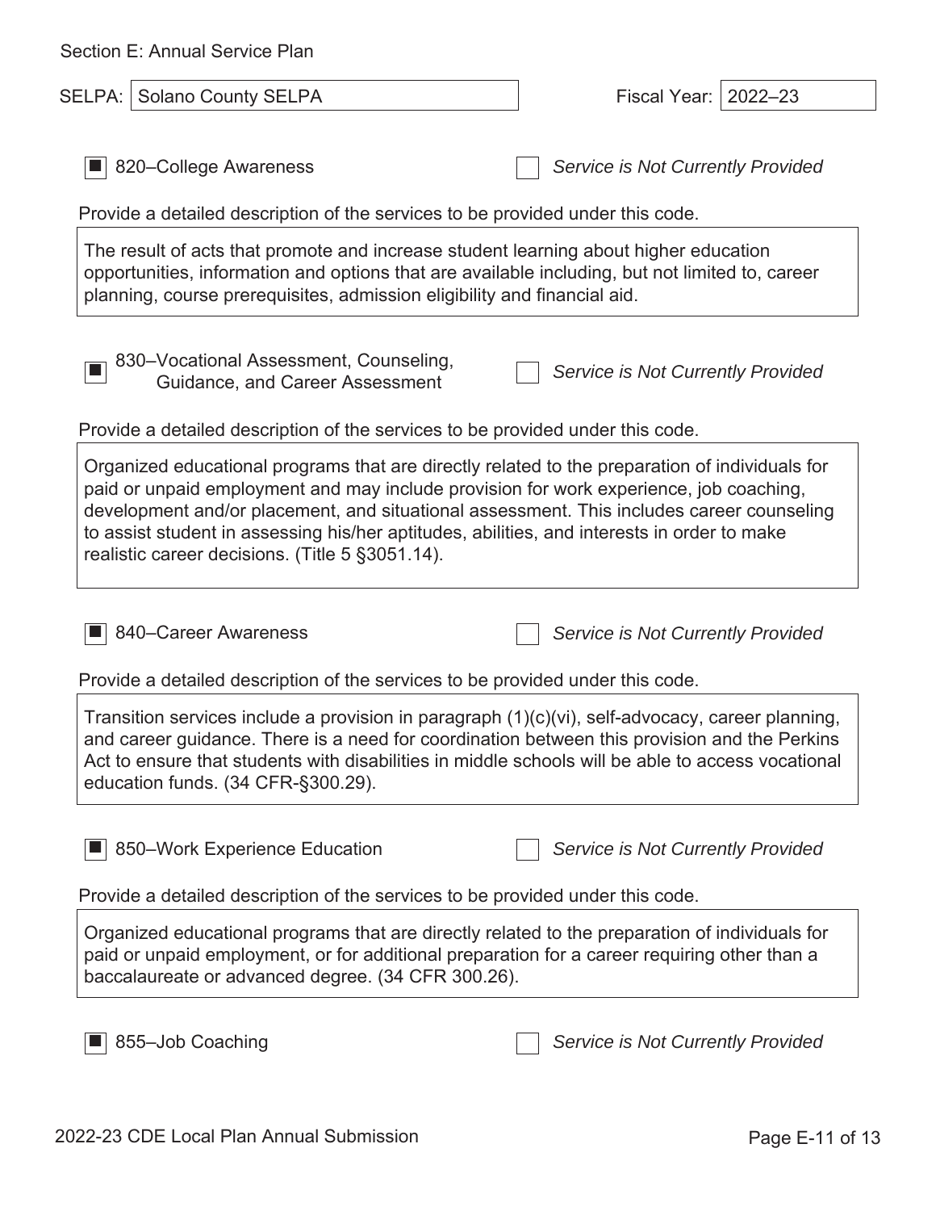Section E: Annual Service Plan

SELPA: Solano County SELPA

Fiscal Year: 2022–23

■ 820–College Awareness ☐ *Service is Not Currently Provided*

Provide a detailed description of the services to be provided under this code.

The result of acts that promote and increase student learning about higher education opportunities, information and options that are available including, but not limited to, career planning, course prerequisites, admission eligibility and financial aid.

■ 830–Vocational Assessment, Counseling, Guidance, and Career Assessment ☐ *Service is Not Currently Provided*

Provide a detailed description of the services to be provided under this code.

Organized educational programs that are directly related to the preparation of individuals for paid or unpaid employment and may include provision for work experience, job coaching, development and/or placement, and situational assessment. This includes career counseling to assist student in assessing his/her aptitudes, abilities, and interests in order to make realistic career decisions. (Title 5 §3051.14).

■ 840–Career Awareness ☐ *Service is Not Currently Provided*

Provide a detailed description of the services to be provided under this code.

Transition services include a provision in paragraph (1)(c)(vi), self-advocacy, career planning, and career guidance. There is a need for coordination between this provision and the Perkins Act to ensure that students with disabilities in middle schools will be able to access vocational education funds. (34 CFR-§300.29).

■ 850–Work Experience Education ☐ *Service is Not Currently Provided*

Provide a detailed description of the services to be provided under this code.

Organized educational programs that are directly related to the preparation of individuals for paid or unpaid employment, or for additional preparation for a career requiring other than a baccalaureate or advanced degree. (34 CFR 300.26).

■ 855–Job Coaching ☐ *Service is Not Currently Provided*

2022-23 CDE Local Plan Annual Submission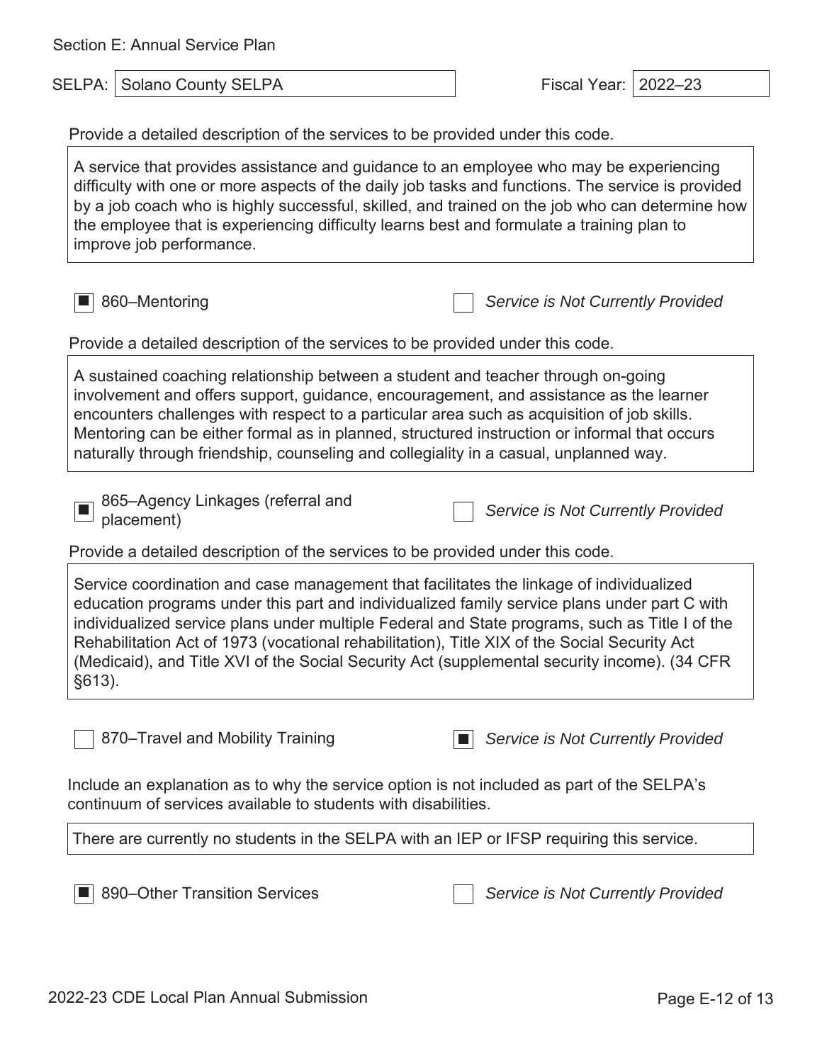Section E: Annual Service Plan

SELPA: Solano County SELPA

Fiscal Year: 2022–23

Provide a detailed description of the services to be provided under this code.

A service that provides assistance and guidance to an employee who may be experiencing difficulty with one or more aspects of the daily job tasks and functions. The service is provided by a job coach who is highly successful, skilled, and trained on the job who can determine how the employee that is experiencing difficulty learns best and formulate a training plan to improve job performance.

- [x] 860–Mentoring
- [ ] *Service is Not Currently Provided*

Provide a detailed description of the services to be provided under this code.

A sustained coaching relationship between a student and teacher through on-going involvement and offers support, guidance, encouragement, and assistance as the learner encounters challenges with respect to a particular area such as acquisition of job skills. Mentoring can be either formal as in planned, structured instruction or informal that occurs naturally through friendship, counseling and collegiality in a casual, unplanned way.

- [x] 865–Agency Linkages (referral and placement)
- [ ] *Service is Not Currently Provided*

Provide a detailed description of the services to be provided under this code.

Service coordination and case management that facilitates the linkage of individualized education programs under this part and individualized family service plans under part C with individualized service plans under multiple Federal and State programs, such as Title I of the Rehabilitation Act of 1973 (vocational rehabilitation), Title XIX of the Social Security Act (Medicaid), and Title XVI of the Social Security Act (supplemental security income). (34 CFR §613).

- [ ] 870–Travel and Mobility Training
- [x] *Service is Not Currently Provided*

Include an explanation as to why the service option is not included as part of the SELPA's continuum of services available to students with disabilities.

There are currently no students in the SELPA with an IEP or IFSP requiring this service.

- [x] 890–Other Transition Services
- [ ] *Service is Not Currently Provided*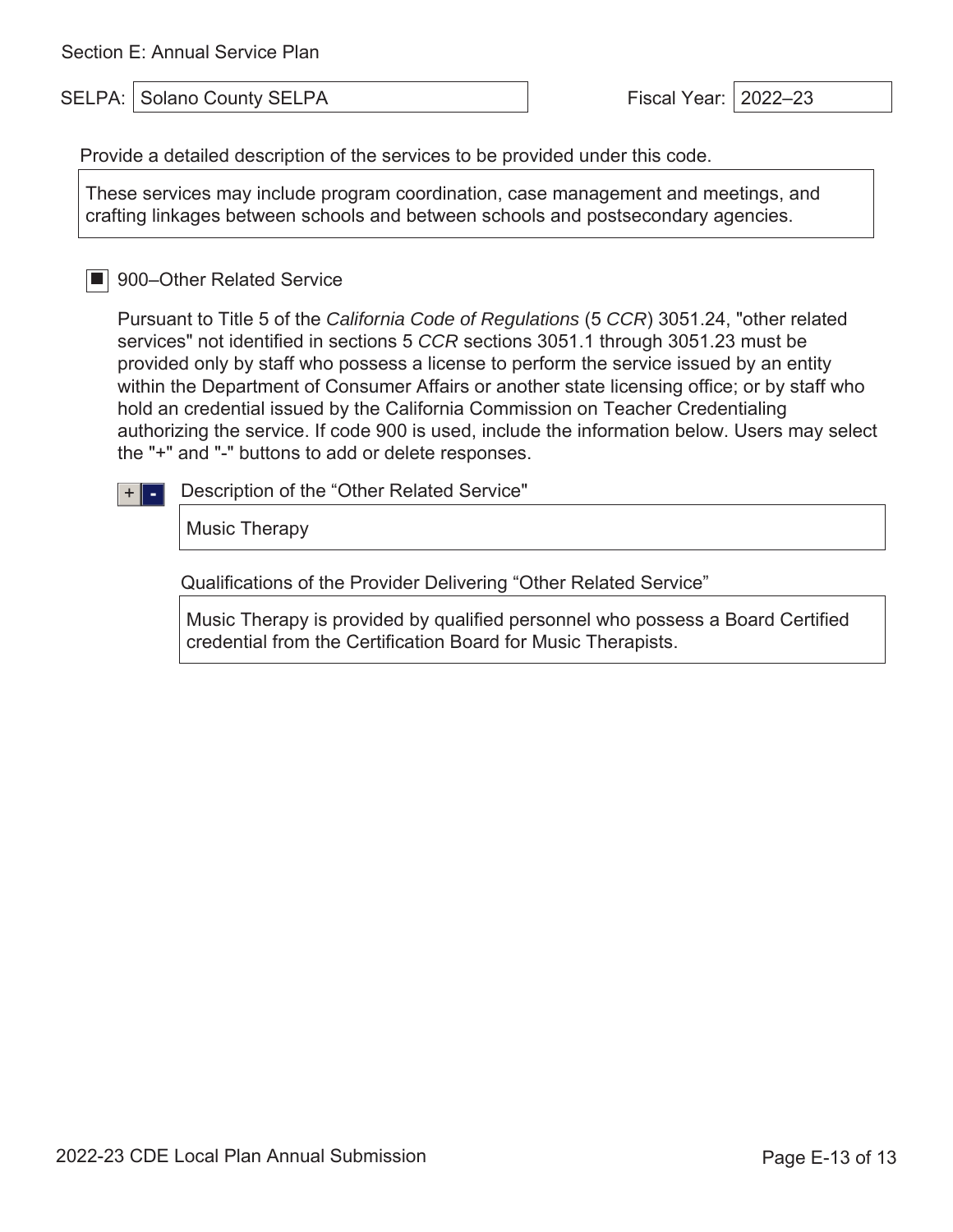Section E: Annual Service Plan

SELPA: Solano County SELPA

Fiscal Year: 2022–23

Provide a detailed description of the services to be provided under this code.

These services may include program coordination, case management and meetings, and crafting linkages between schools and between schools and postsecondary agencies.

■ 900–Other Related Service

Pursuant to Title 5 of the *California Code of Regulations* (5 *CCR*) 3051.24, "other related services" not identified in sections 5 *CCR* sections 3051.1 through 3051.23 must be provided only by staff who possess a license to perform the service issued by an entity within the Department of Consumer Affairs or another state licensing office; or by staff who hold an credential issued by the California Commission on Teacher Credentialing authorizing the service. If code 900 is used, include the information below. Users may select the "+" and "-" buttons to add or delete responses.

Description of the “Other Related Service"

Music Therapy

Qualifications of the Provider Delivering “Other Related Service”

Music Therapy is provided by qualified personnel who possess a Board Certified credential from the Certification Board for Music Therapists.